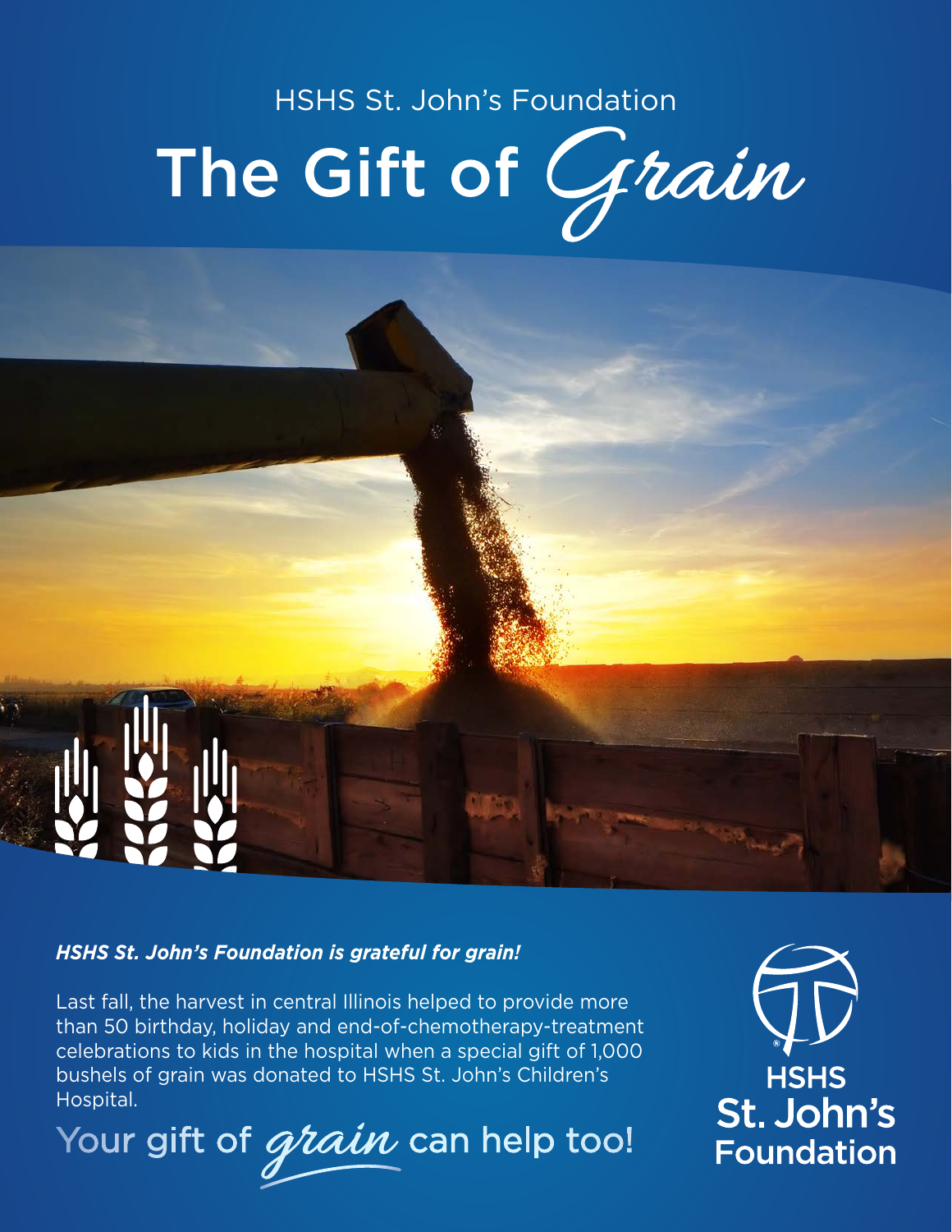HSHS St. John's Foundation

# The Gift of *Grain*

***HSHS St. John's Foundation is grateful for grain!***

Last fall, the harvest in central Illinois helped to provide more than 50 birthday, holiday and end-of-chemotherapy-treatment celebrations to kids in the hospital when a special gift of 1,000 bushels of grain was donated to HSHS St. John's Children's Hospital.

## Your gift of *grain* can help too!

HSHS St. John's Foundation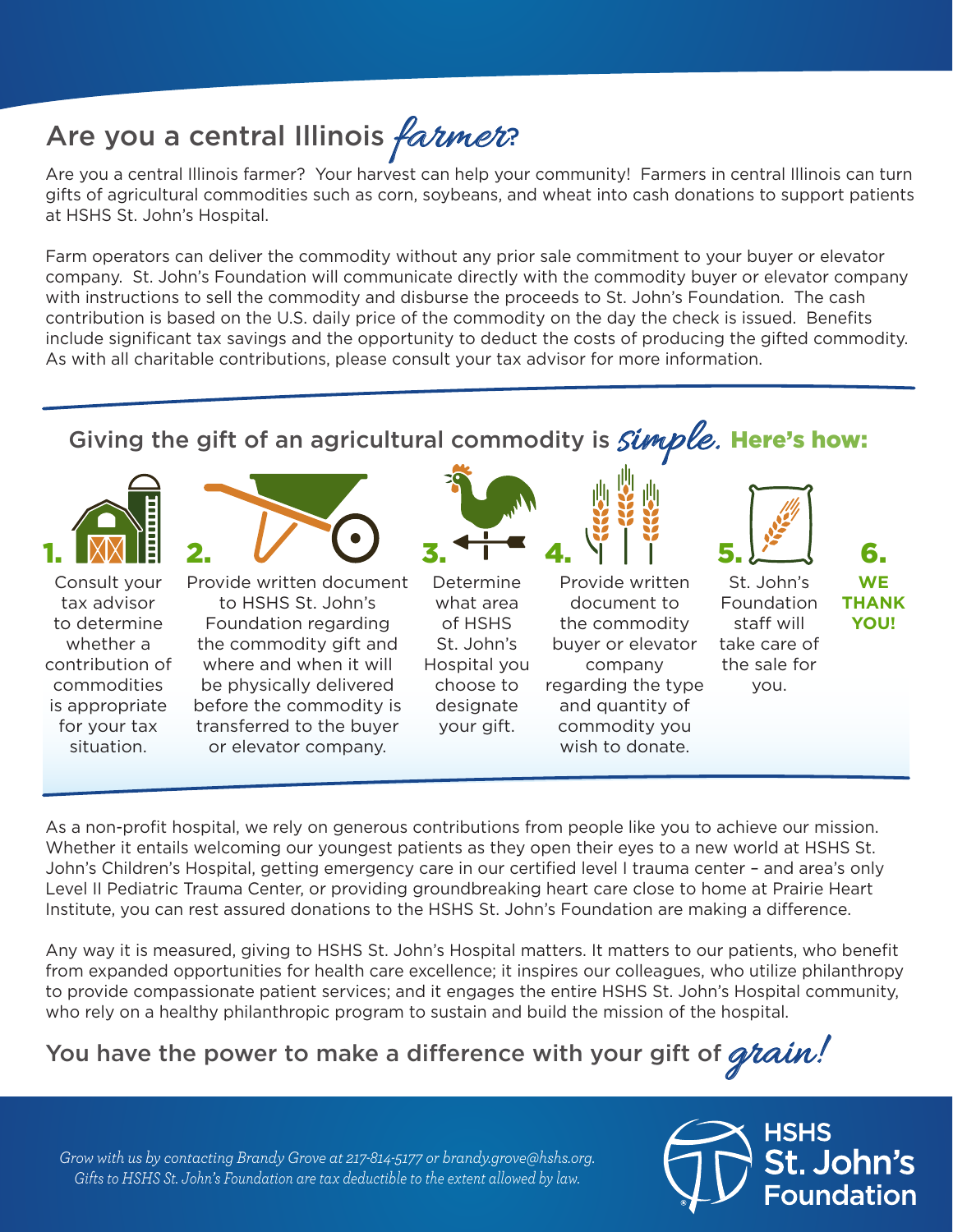# Are you a central Illinois *farmer?*

Are you a central Illinois farmer? Your harvest can help your community! Farmers in central Illinois can turn gifts of agricultural commodities such as corn, soybeans, and wheat into cash donations to support patients at HSHS St. John's Hospital.

Farm operators can deliver the commodity without any prior sale commitment to your buyer or elevator company. St. John's Foundation will communicate directly with the commodity buyer or elevator company with instructions to sell the commodity and disburse the proceeds to St. John's Foundation. The cash contribution is based on the U.S. daily price of the commodity on the day the check is issued. Benefits include significant tax savings and the opportunity to deduct the costs of producing the gifted commodity. As with all charitable contributions, please consult your tax advisor for more information.

## Giving the gift of an agricultural commodity is *simple.* **Here's how:**

**1.** Consult your tax advisor to determine whether a contribution of commodities is appropriate for your tax situation.

**2.** Provide written document to HSHS St. John's Foundation regarding the commodity gift and where and when it will be physically delivered before the commodity is transferred to the buyer or elevator company.

**3.** Determine what area of HSHS St. John's Hospital you choose to designate your gift.

**4.** Provide written document to the commodity buyer or elevator company regarding the type and quantity of commodity you wish to donate.

**5.** St. John's Foundation staff will take care of the sale for you.

**6.** **WE THANK YOU!**

As a non-profit hospital, we rely on generous contributions from people like you to achieve our mission. Whether it entails welcoming our youngest patients as they open their eyes to a new world at HSHS St. John's Children's Hospital, getting emergency care in our certified level I trauma center – and area's only Level II Pediatric Trauma Center, or providing groundbreaking heart care close to home at Prairie Heart Institute, you can rest assured donations to the HSHS St. John's Foundation are making a difference.

Any way it is measured, giving to HSHS St. John's Hospital matters. It matters to our patients, who benefit from expanded opportunities for health care excellence; it inspires our colleagues, who utilize philanthropy to provide compassionate patient services; and it engages the entire HSHS St. John's Hospital community, who rely on a healthy philanthropic program to sustain and build the mission of the hospital.

## You have the power to make a difference with your gift of *grain!*

*Grow with us by contacting Brandy Grove at 217-814-5177 or brandy.grove@hshs.org.*
*Gifts to HSHS St. John's Foundation are tax deductible to the extent allowed by law.*

HSHS St. John's Foundation